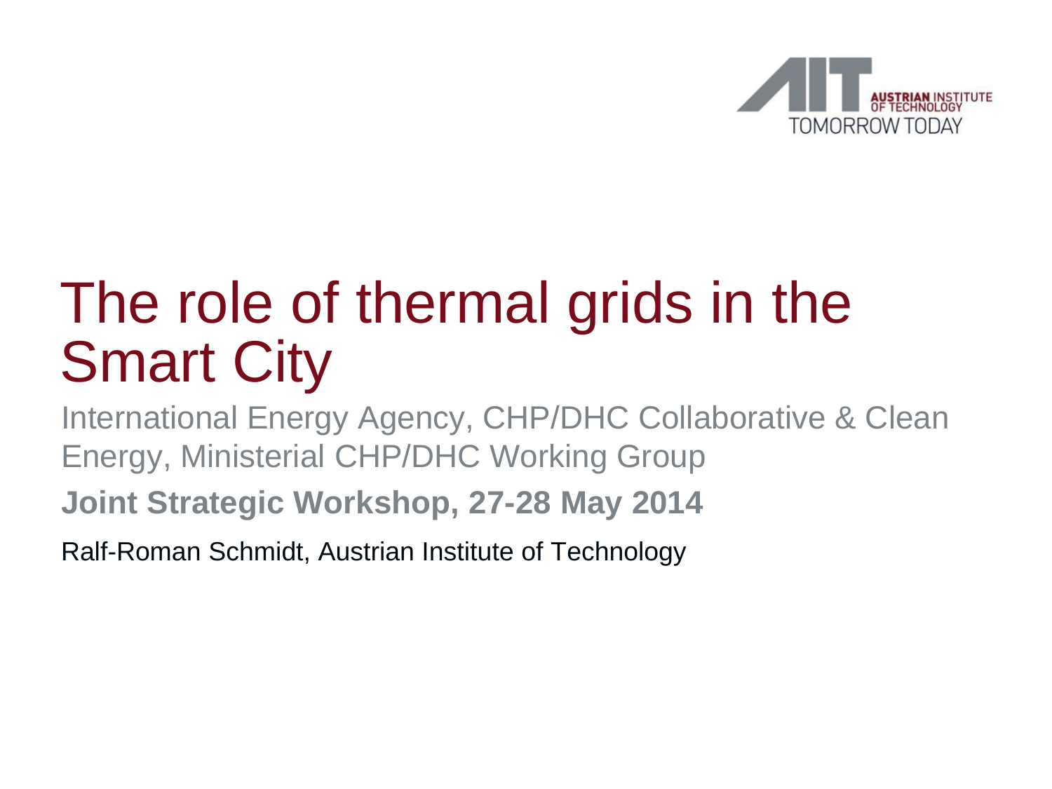AUSTRIAN INSTITUTE OF TECHNOLOGY
TOMORROW TODAY

# The role of thermal grids in the Smart City

International Energy Agency, CHP/DHC Collaborative & Clean Energy, Ministerial CHP/DHC Working Group

**Joint Strategic Workshop, 27-28 May 2014**

Ralf-Roman Schmidt, Austrian Institute of Technology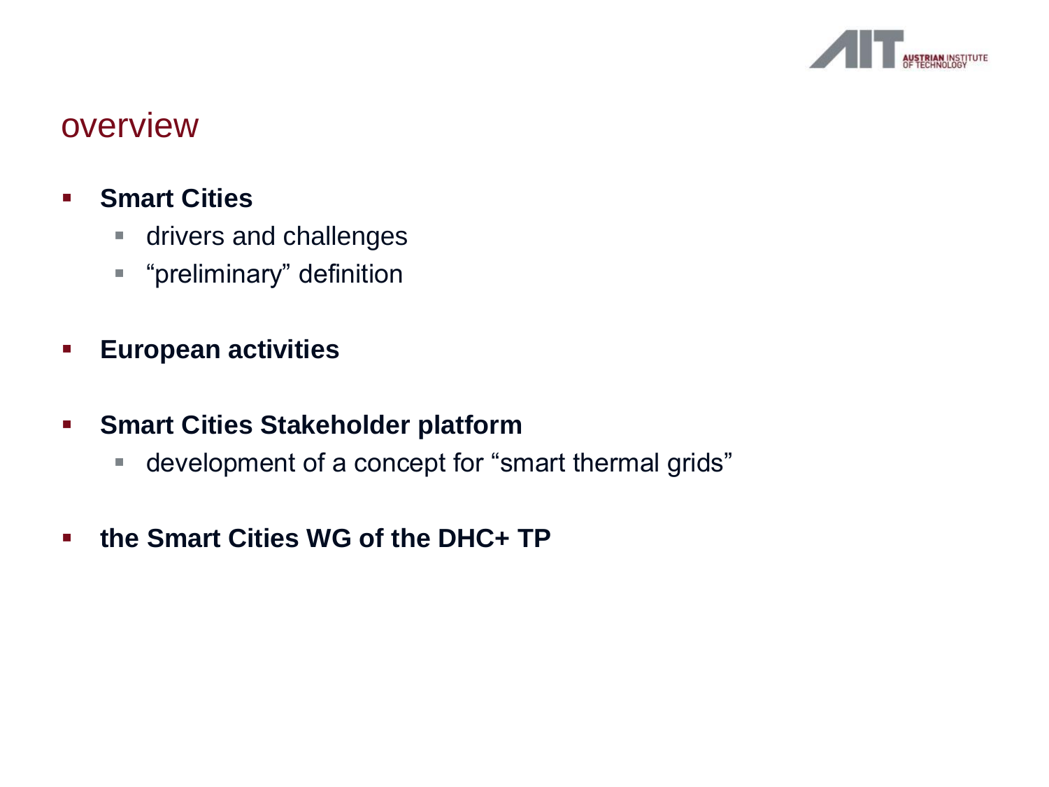## overview

- **Smart Cities**
  - drivers and challenges
  - “preliminary” definition
- **European activities**
- **Smart Cities Stakeholder platform**
  - development of a concept for “smart thermal grids”
- **the Smart Cities WG of the DHC+ TP**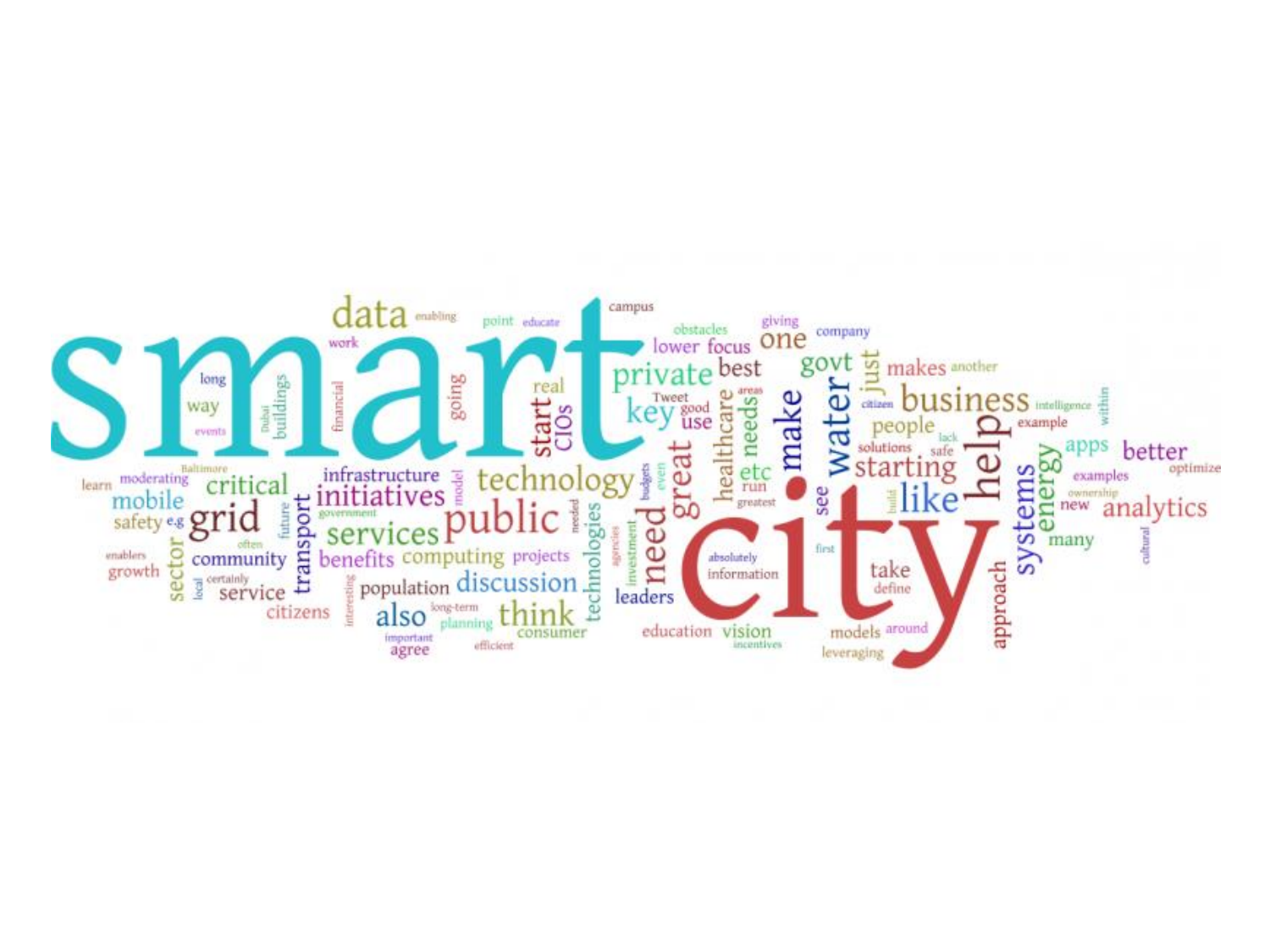smart city

data enabling point educate campus obstacles giving company
work lower focus one
long govt just makes another
way buildings financial going real private best
Dubai start Tweet areas business intelligence within
events CIOs key good use healthcare needs make water citizen people example
Baltimore great lack safe apps better
learn moderating critical infrastructure model technology budgets even etc solutions starting optimize
mobile initiatives run help examples
safety e.g grid government future public greatest see like systems energy ownership new analytics
services needed need build many
enablers often transport technologies agencies investment absolutely first cultural
growth sector community benefits computing projects information take
local certainly service population discussion define
citizens interesting also long-term think leaders approach
planning consumer education vision models around
important agree efficient incentives leveraging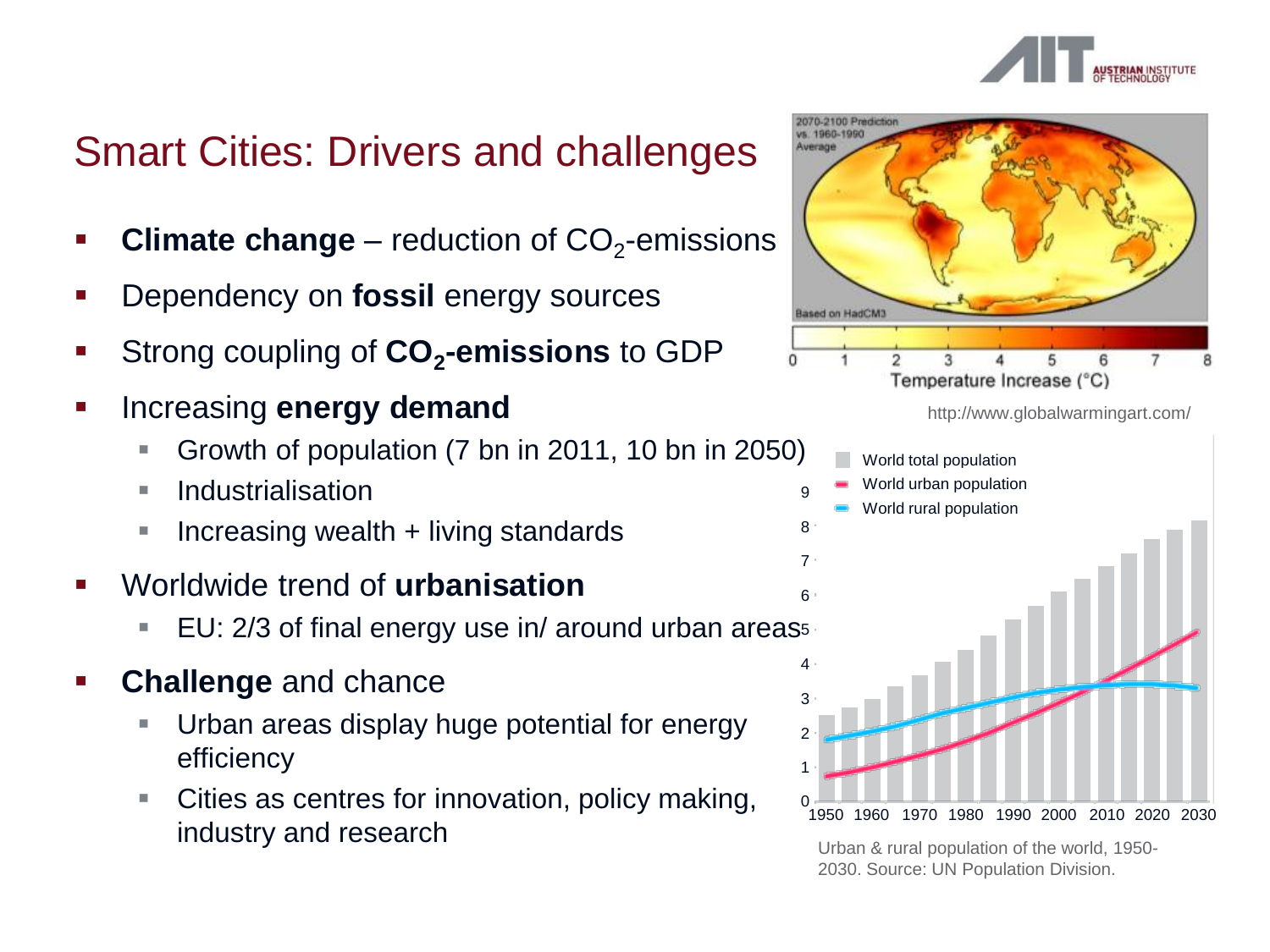# Smart Cities: Drivers and challenges

- **Climate change** – reduction of $CO_2$-emissions
- Dependency on **fossil** energy sources
- Strong coupling of **$CO_2$-emissions** to GDP
- Increasing **energy demand**
  - Growth of population (7 bn in 2011, 10 bn in 2050)
  - Industrialisation
  - Increasing wealth + living standards
- Worldwide trend of **urbanisation**
  - EU: 2/3 of final energy use in/ around urban areas
- **Challenge** and chance
  - Urban areas display huge potential for energy efficiency
  - Cities as centres for innovation, policy making, industry and research

2070-2100 Prediction vs. 1960-1990 Average

Based on HadCM3

0 1 2 3 4 5 6 7 8

Temperature Increase (°C)

http://www.globalwarmingart.com/

World total population

World urban population

World rural population

0 1 2 3 4 5 6 7 8 9

1950 1960 1970 1980 1990 2000 2010 2020 2030

Urban & rural population of the world, 1950-2030. Source: UN Population Division.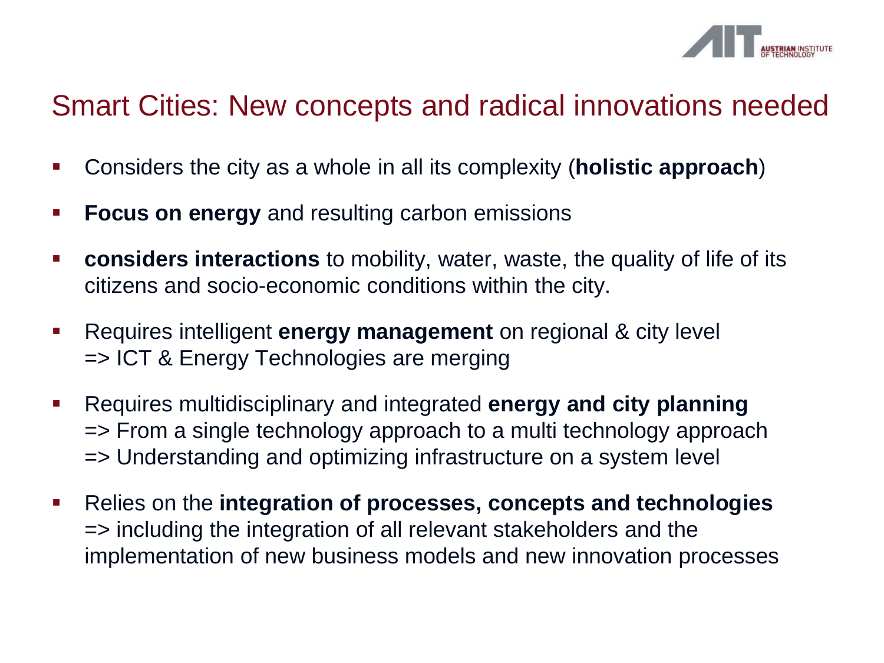## Smart Cities: New concepts and radical innovations needed

- Considers the city as a whole in all its complexity (**holistic approach**)
- **Focus on energy** and resulting carbon emissions
- **considers interactions** to mobility, water, waste, the quality of life of its citizens and socio-economic conditions within the city.
- Requires intelligent **energy management** on regional & city level
  => ICT & Energy Technologies are merging
- Requires multidisciplinary and integrated **energy and city planning**
  => From a single technology approach to a multi technology approach
  => Understanding and optimizing infrastructure on a system level
- Relies on the **integration of processes, concepts and technologies**
  => including the integration of all relevant stakeholders and the implementation of new business models and new innovation processes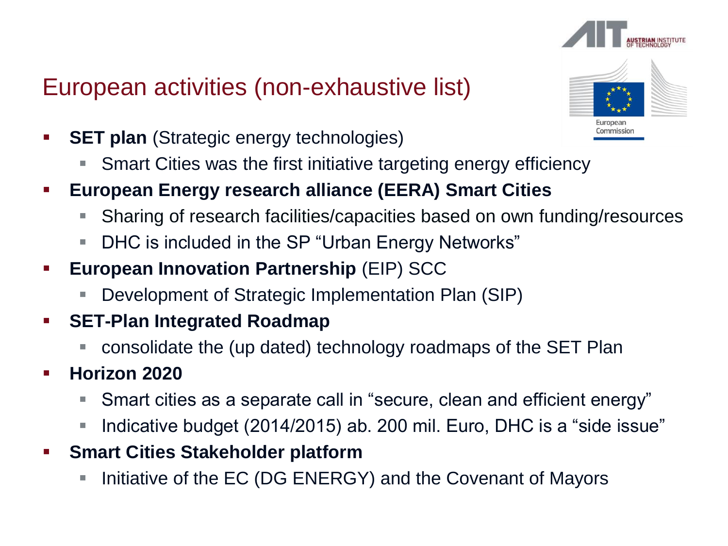# European activities (non-exhaustive list)

- **SET plan** (Strategic energy technologies)
  - Smart Cities was the first initiative targeting energy efficiency
- **European Energy research alliance (EERA) Smart Cities**
  - Sharing of research facilities/capacities based on own funding/resources
  - DHC is included in the SP "Urban Energy Networks"
- **European Innovation Partnership** (EIP) SCC
  - Development of Strategic Implementation Plan (SIP)
- **SET-Plan Integrated Roadmap**
  - consolidate the (up dated) technology roadmaps of the SET Plan
- **Horizon 2020**
  - Smart cities as a separate call in "secure, clean and efficient energy"
  - Indicative budget (2014/2015) ab. 200 mil. Euro, DHC is a "side issue"
- **Smart Cities Stakeholder platform**
  - Initiative of the EC (DG ENERGY) and the Covenant of Mayors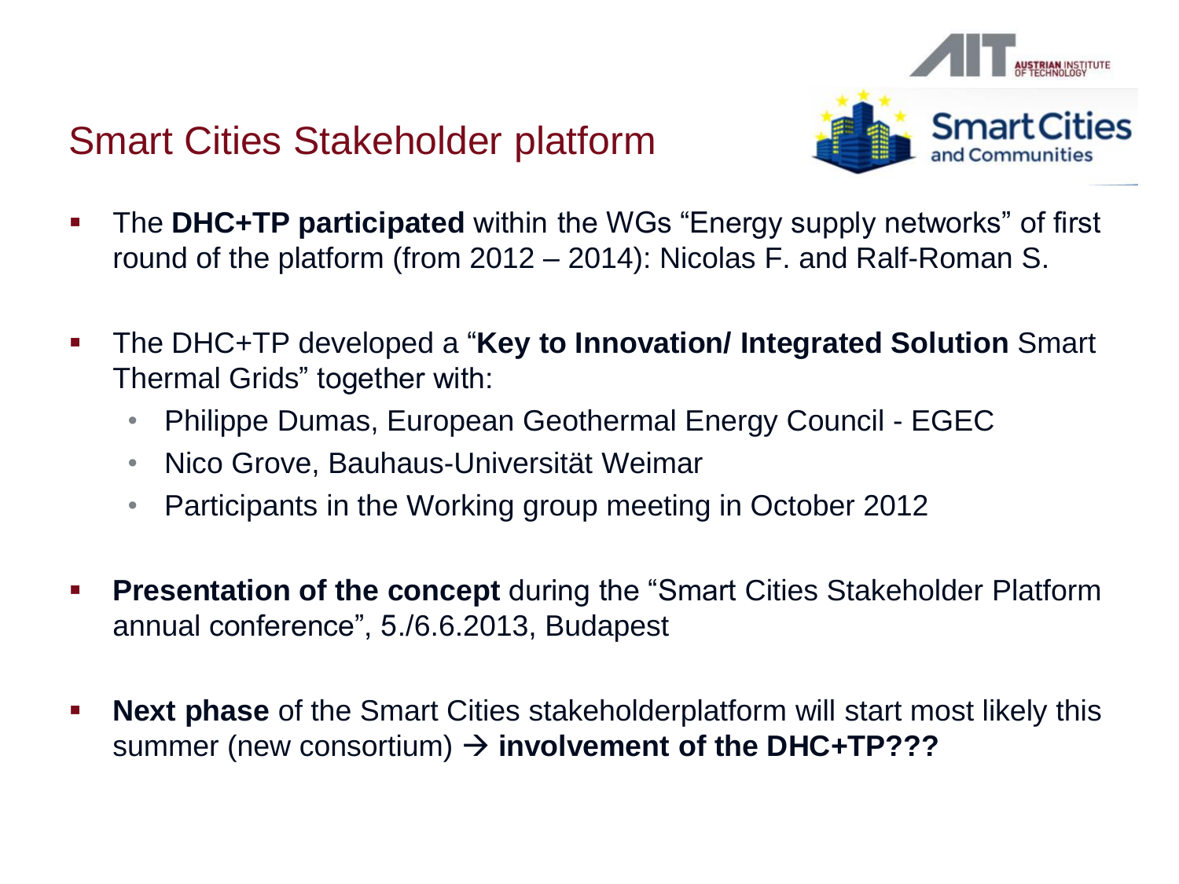# Smart Cities Stakeholder platform

- The **DHC+TP participated** within the WGs "Energy supply networks" of first round of the platform (from 2012 – 2014): Nicolas F. and Ralf-Roman S.
- The DHC+TP developed a "**Key to Innovation/ Integrated Solution** Smart Thermal Grids" together with:
  - Philippe Dumas, European Geothermal Energy Council - EGEC
  - Nico Grove, Bauhaus-Universität Weimar
  - Participants in the Working group meeting in October 2012
- **Presentation of the concept** during the "Smart Cities Stakeholder Platform annual conference", 5./6.6.2013, Budapest
- **Next phase** of the Smart Cities stakeholderplatform will start most likely this summer (new consortium) → **involvement of the DHC+TP???**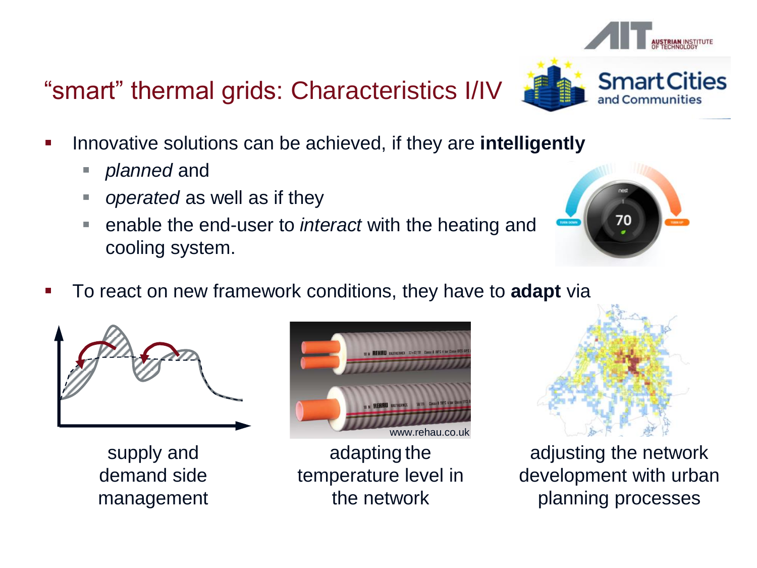# “smart” thermal grids: Characteristics I/IV

- Innovative solutions can be achieved, if they are **intelligently**
  - *planned* and
  - *operated* as well as if they
  - enable the end-user to *interact* with the heating and cooling system.

- To react on new framework conditions, they have to **adapt** via

supply and demand side management

www.rehau.co.uk

adapting the temperature level in the network

adjusting the network development with urban planning processes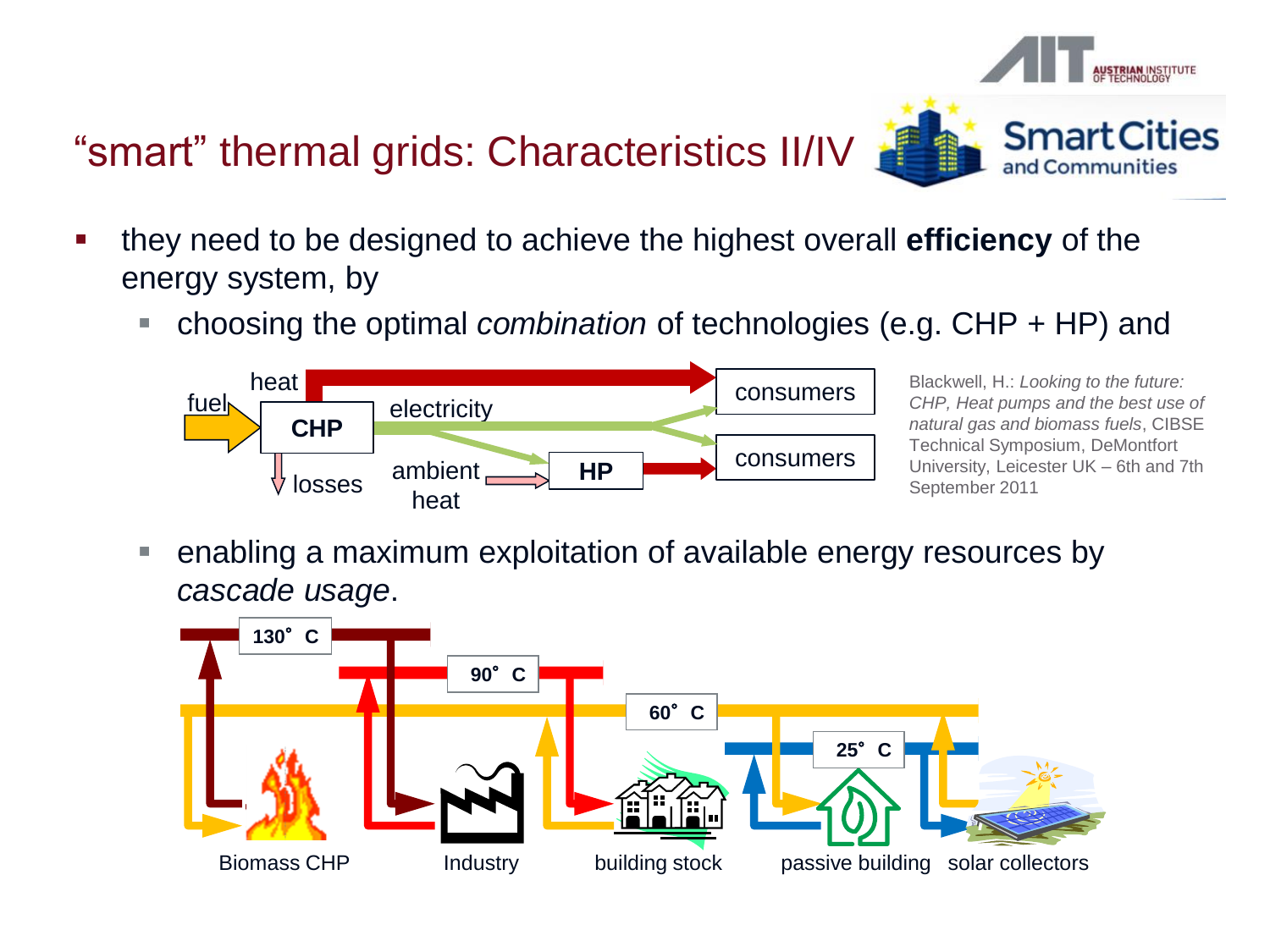# "smart" thermal grids: Characteristics II/IV

- they need to be designed to achieve the highest overall **efficiency** of the energy system, by
  - choosing the optimal *combination* of technologies (e.g. CHP + HP) and

fuel
heat
CHP
electricity
losses
ambient heat
HP
consumers
consumers

Blackwell, H.: *Looking to the future: CHP, Heat pumps and the best use of natural gas and biomass fuels*, CIBSE Technical Symposium, DeMontfort University, Leicester UK – 6th and 7th September 2011

  - enabling a maximum exploitation of available energy resources by *cascade usage*.

130° C
90° C
60° C
25° C
Biomass CHP
Industry
building stock
passive building
solar collectors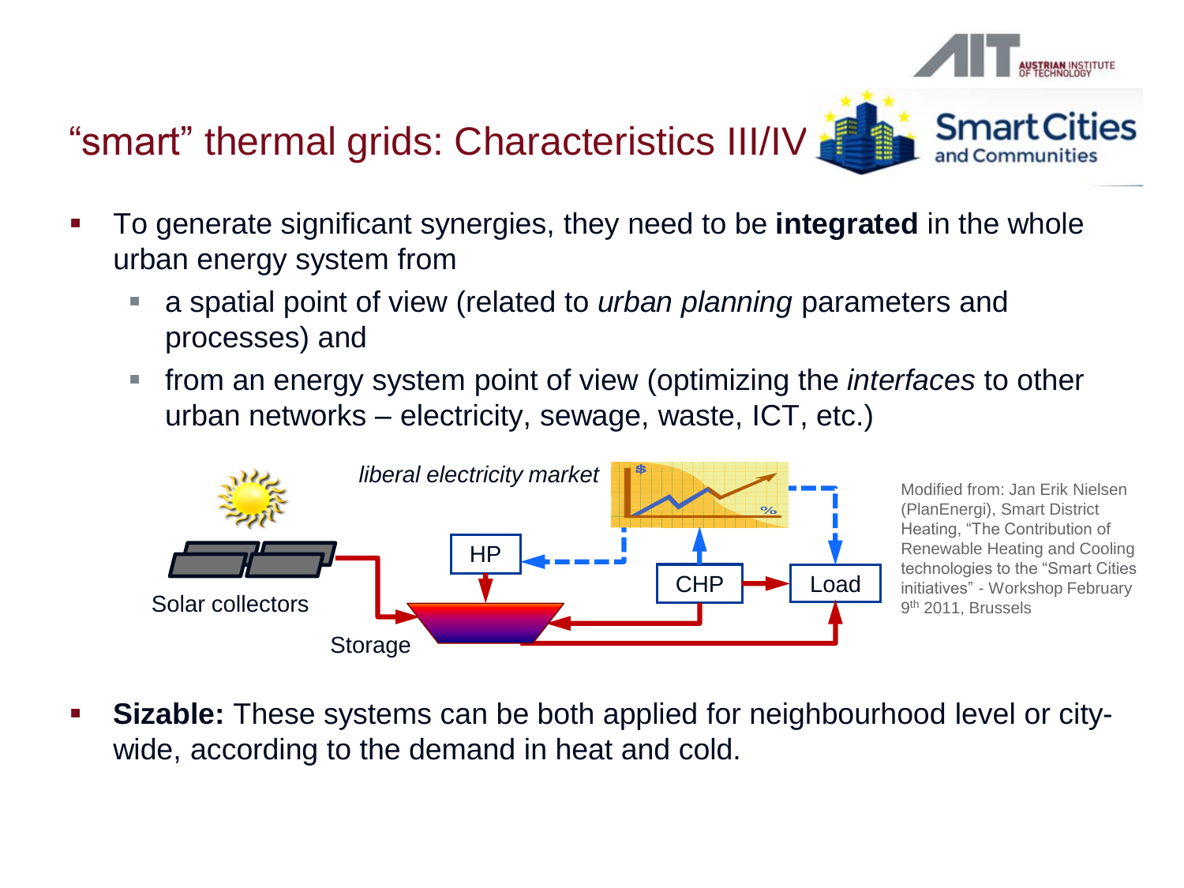# "smart" thermal grids: Characteristics III/IV

- To generate significant synergies, they need to be **integrated** in the whole urban energy system from
  - a spatial point of view (related to *urban planning* parameters and processes) and
  - from an energy system point of view (optimizing the *interfaces* to other urban networks – electricity, sewage, waste, ICT, etc.)

*liberal electricity market*

HP

CHP

Load

Solar collectors

Storage

Modified from: Jan Erik Nielsen (PlanEnergi), Smart District Heating, "The Contribution of Renewable Heating and Cooling technologies to the "Smart Cities initiatives" - Workshop February 9th 2011, Brussels

- **Sizable:** These systems can be both applied for neighbourhood level or city-wide, according to the demand in heat and cold.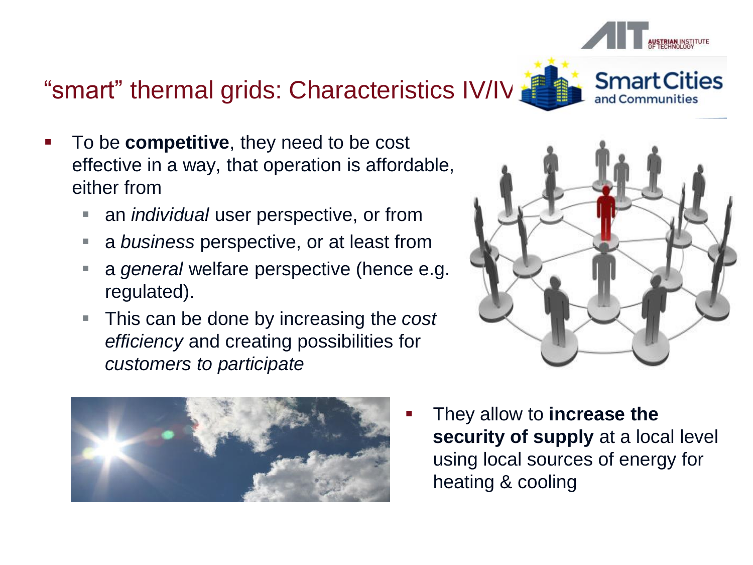# “smart” thermal grids: Characteristics IV/IV

- To be **competitive**, they need to be cost effective in a way, that operation is affordable, either from
  - an *individual* user perspective, or from
  - a *business* perspective, or at least from
  - a *general* welfare perspective (hence e.g. regulated).
  - This can be done by increasing the *cost efficiency* and creating possibilities for *customers to participate*

- They allow to **increase the security of supply** at a local level using local sources of energy for heating & cooling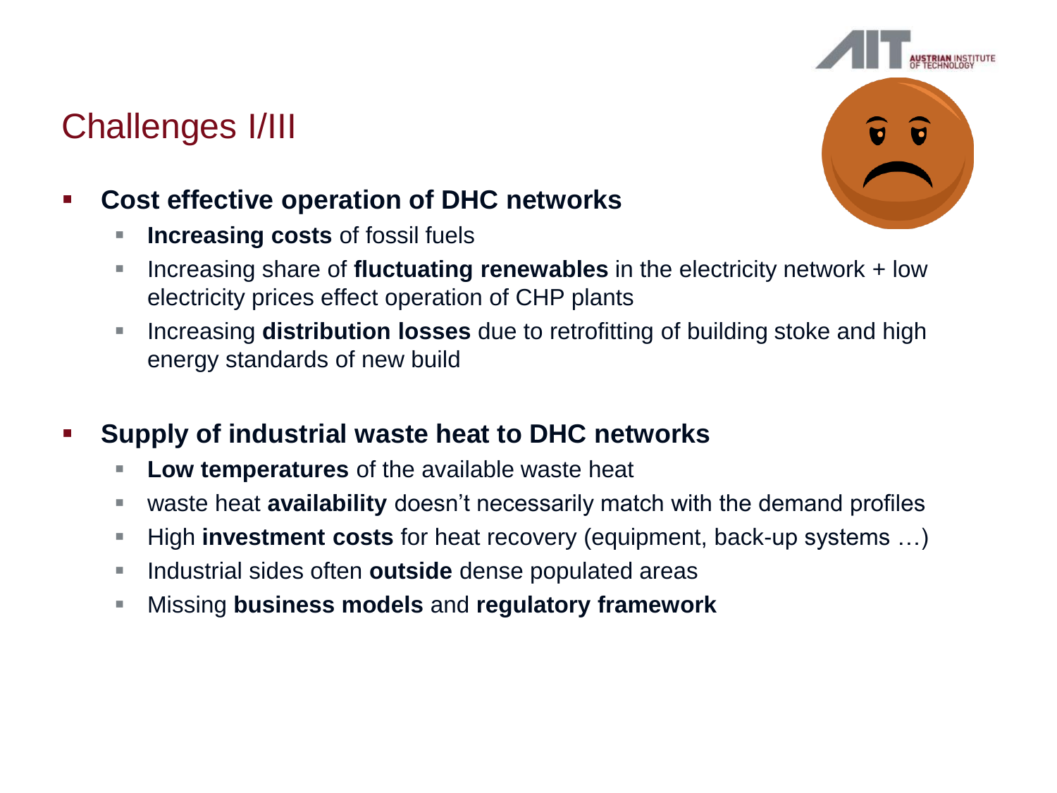# Challenges I/III

- **Cost effective operation of DHC networks**
  - **Increasing costs** of fossil fuels
  - Increasing share of **fluctuating renewables** in the electricity network + low electricity prices effect operation of CHP plants
  - Increasing **distribution losses** due to retrofitting of building stoke and high energy standards of new build

- **Supply of industrial waste heat to DHC networks**
  - **Low temperatures** of the available waste heat
  - waste heat **availability** doesn't necessarily match with the demand profiles
  - High **investment costs** for heat recovery (equipment, back-up systems …)
  - Industrial sides often **outside** dense populated areas
  - Missing **business models** and **regulatory framework**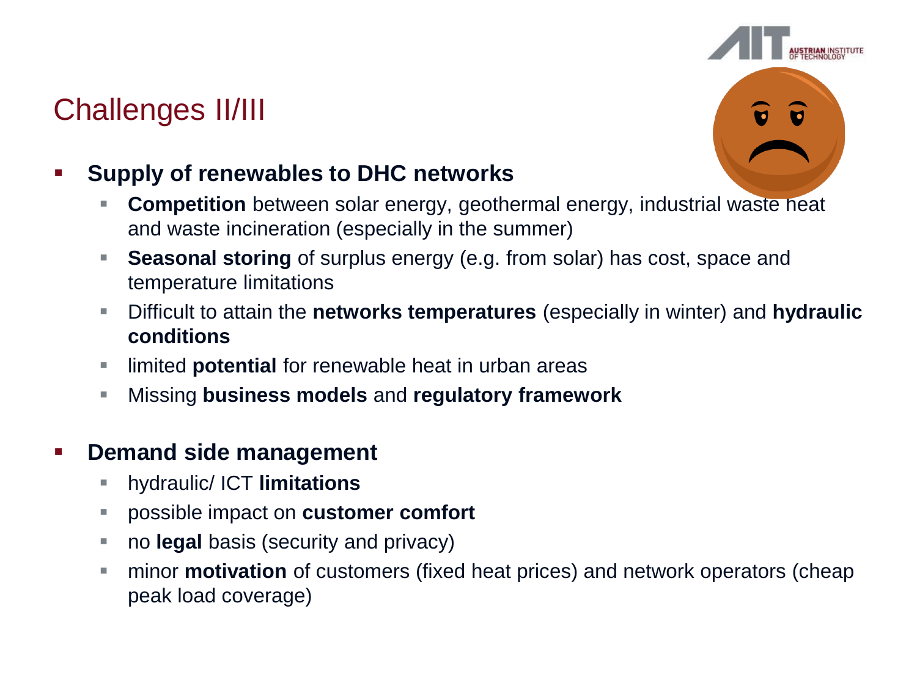# Challenges II/III

- **Supply of renewables to DHC networks**
  - **Competition** between solar energy, geothermal energy, industrial waste heat and waste incineration (especially in the summer)
  - **Seasonal storing** of surplus energy (e.g. from solar) has cost, space and temperature limitations
  - Difficult to attain the **networks temperatures** (especially in winter) and **hydraulic conditions**
  - limited **potential** for renewable heat in urban areas
  - Missing **business models** and **regulatory framework**

- **Demand side management**
  - hydraulic/ ICT **limitations**
  - possible impact on **customer comfort**
  - no **legal** basis (security and privacy)
  - minor **motivation** of customers (fixed heat prices) and network operators (cheap peak load coverage)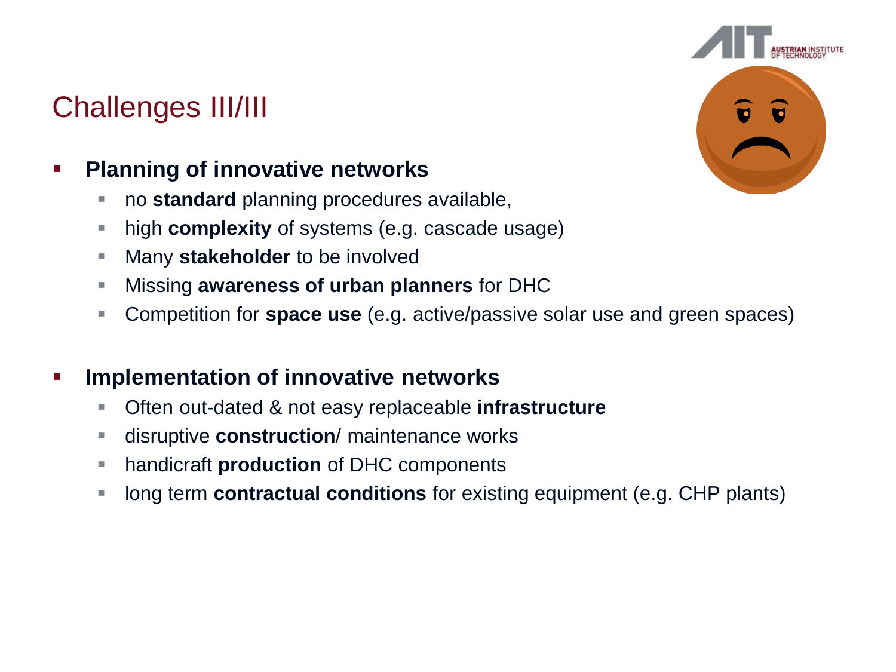# Challenges III/III

- **Planning of innovative networks**
  - no **standard** planning procedures available,
  - high **complexity** of systems (e.g. cascade usage)
  - Many **stakeholder** to be involved
  - Missing **awareness of urban planners** for DHC
  - Competition for **space use** (e.g. active/passive solar use and green spaces)

- **Implementation of innovative networks**
  - Often out-dated & not easy replaceable **infrastructure**
  - disruptive **construction**/ maintenance works
  - handicraft **production** of DHC components
  - long term **contractual conditions** for existing equipment (e.g. CHP plants)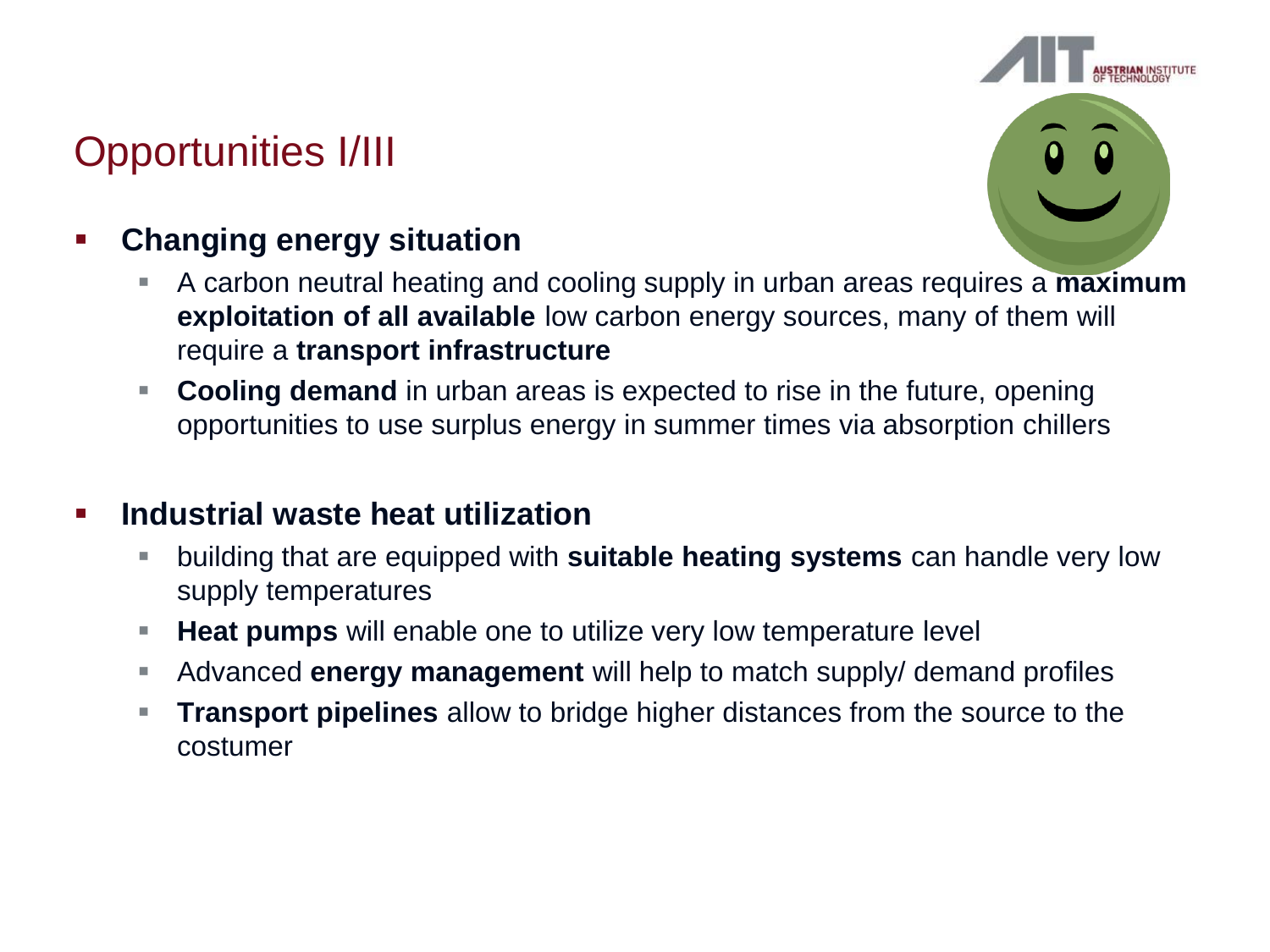# Opportunities I/III

- **Changing energy situation**
  - A carbon neutral heating and cooling supply in urban areas requires a **maximum exploitation of all available** low carbon energy sources, many of them will require a **transport infrastructure**
  - **Cooling demand** in urban areas is expected to rise in the future, opening opportunities to use surplus energy in summer times via absorption chillers

- **Industrial waste heat utilization**
  - building that are equipped with **suitable heating systems** can handle very low supply temperatures
  - **Heat pumps** will enable one to utilize very low temperature level
  - Advanced **energy management** will help to match supply/ demand profiles
  - **Transport pipelines** allow to bridge higher distances from the source to the costumer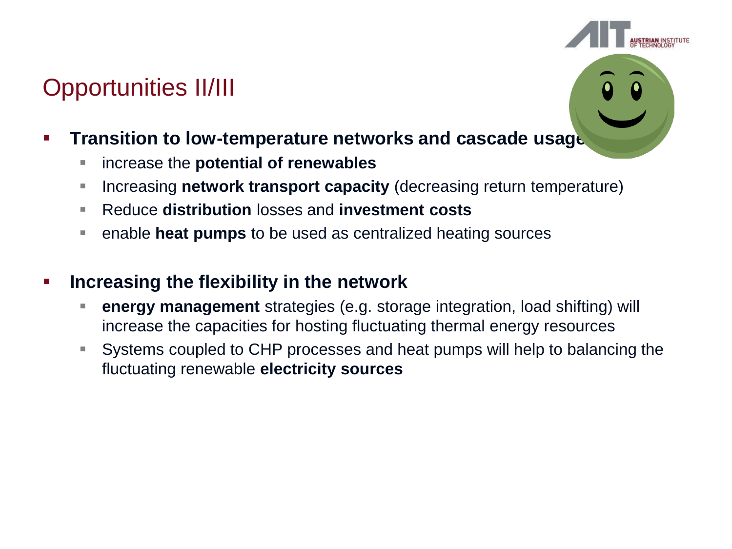# Opportunities II/III

- **Transition to low-temperature networks and cascade usage**
  - increase the **potential of renewables**
  - Increasing **network transport capacity** (decreasing return temperature)
  - Reduce **distribution** losses and **investment costs**
  - enable **heat pumps** to be used as centralized heating sources
- **Increasing the flexibility in the network**
  - **energy management** strategies (e.g. storage integration, load shifting) will increase the capacities for hosting fluctuating thermal energy resources
  - Systems coupled to CHP processes and heat pumps will help to balancing the fluctuating renewable **electricity sources**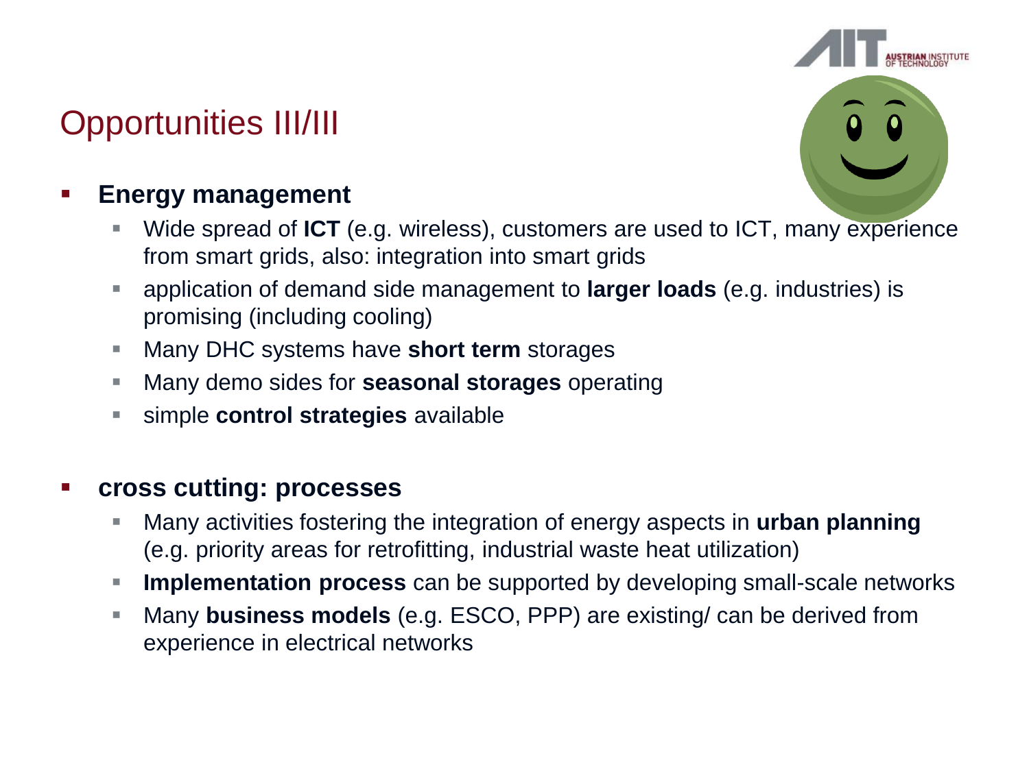# Opportunities III/III

- **Energy management**
  - Wide spread of **ICT** (e.g. wireless), customers are used to ICT, many experience from smart grids, also: integration into smart grids
  - application of demand side management to **larger loads** (e.g. industries) is promising (including cooling)
  - Many DHC systems have **short term** storages
  - Many demo sides for **seasonal storages** operating
  - simple **control strategies** available

- **cross cutting: processes**
  - Many activities fostering the integration of energy aspects in **urban planning** (e.g. priority areas for retrofitting, industrial waste heat utilization)
  - **Implementation process** can be supported by developing small-scale networks
  - Many **business models** (e.g. ESCO, PPP) are existing/ can be derived from experience in electrical networks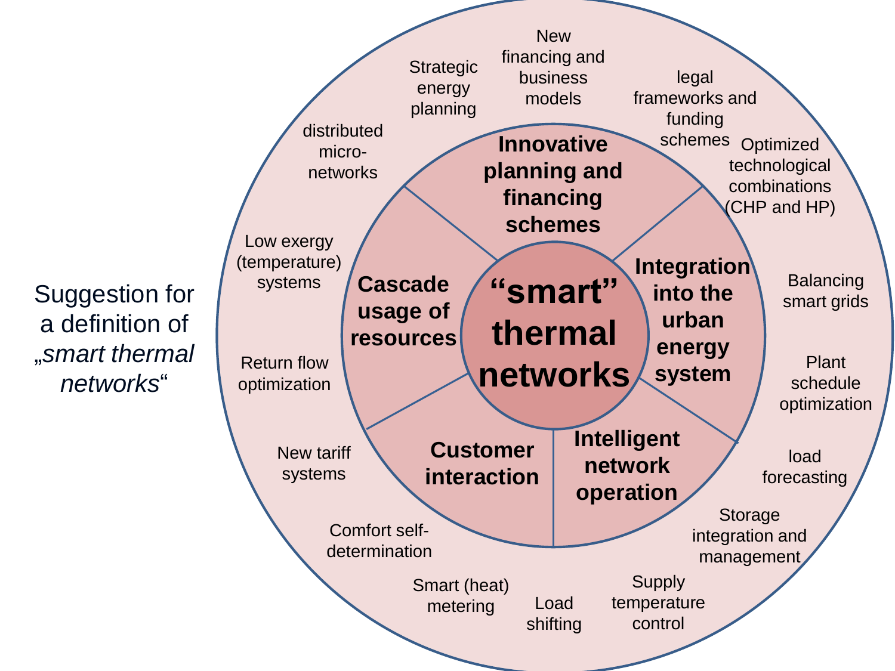Suggestion for a definition of „*smart thermal networks*“

**“smart” thermal networks**

**Innovative planning and financing schemes**

**Integration into the urban energy system**

**Intelligent network operation**

**Customer interaction**

**Cascade usage of resources**

Strategic energy planning

New financing and business models

legal frameworks and funding schemes

Optimized technological combinations (CHP and HP)

Balancing smart grids

Plant schedule optimization

load forecasting

Storage integration and management

Supply temperature control

Load shifting

Smart (heat) metering

Comfort self-determination

New tariff systems

Return flow optimization

Low exergy (temperature) systems

distributed micro-networks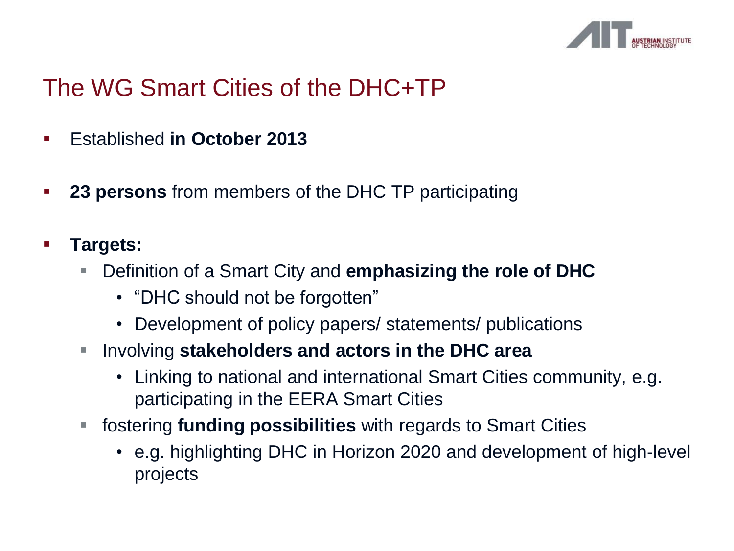## The WG Smart Cities of the DHC+TP

- Established **in October 2013**
- **23 persons** from members of the DHC TP participating
- **Targets:**
  - Definition of a Smart City and **emphasizing the role of DHC**
    - “DHC should not be forgotten”
    - Development of policy papers/ statements/ publications
  - Involving **stakeholders and actors in the DHC area**
    - Linking to national and international Smart Cities community, e.g. participating in the EERA Smart Cities
  - fostering **funding possibilities** with regards to Smart Cities
    - e.g. highlighting DHC in Horizon 2020 and development of high-level projects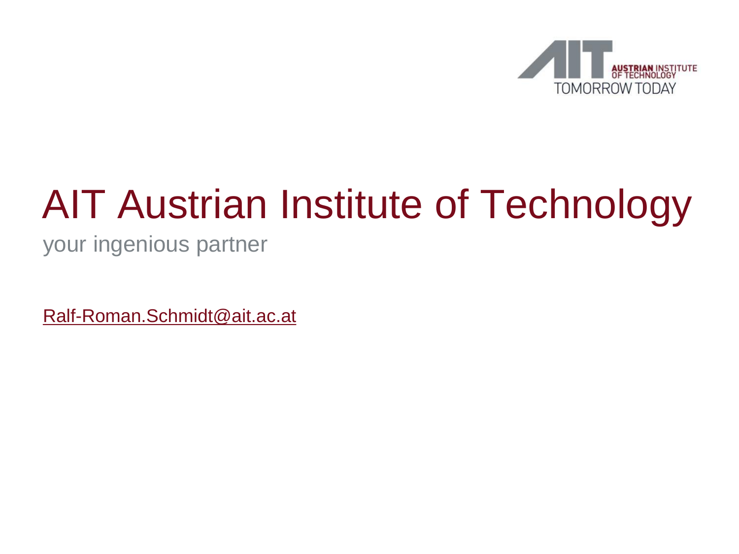# AIT Austrian Institute of Technology

your ingenious partner

Ralf-Roman.Schmidt@ait.ac.at